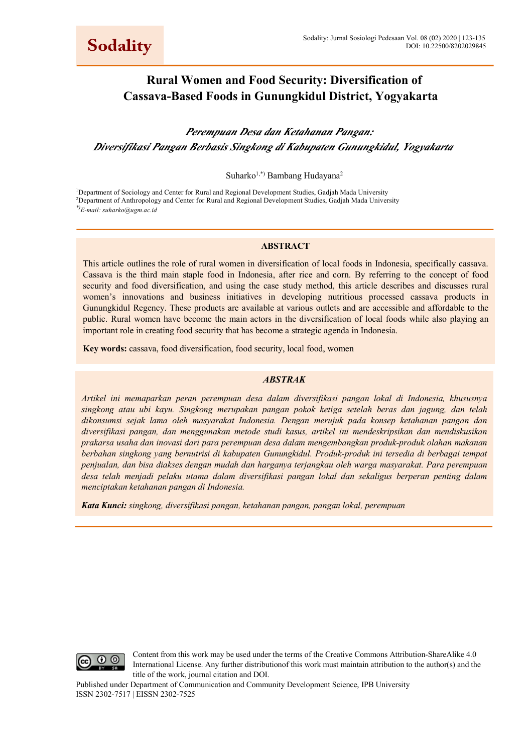# Rural Women and Food Security: Diversification of Cassava-Based Foods in Gunungkidul District, Yogyakarta

## *Perempuan Desa dan Ketahanan Pangan: Diversifikasi Pangan Berbasis Singkong di Kabupaten Gunungkidul, Yogyakarta*

Suharko[1,*)] Bambang Hudayana[2]

[1]Department of Sociology and Center for Rural and Regional Development Studies, Gadjah Mada University
[2]Department of Anthropology and Center for Rural and Regional Development Studies, Gadjah Mada University
*[*)]E-mail: suharko@ugm.ac.id*

### ABSTRACT

This article outlines the role of rural women in diversification of local foods in Indonesia, specifically cassava. Cassava is the third main staple food in Indonesia, after rice and corn. By referring to the concept of food security and food diversification, and using the case study method, this article describes and discusses rural women's innovations and business initiatives in developing nutritious processed cassava products in Gunungkidul Regency. These products are available at various outlets and are accessible and affordable to the public. Rural women have become the main actors in the diversification of local foods while also playing an important role in creating food security that has become a strategic agenda in Indonesia.

**Key words:** cassava, food diversification, food security, local food, women

### *ABSTRAK*

*Artikel ini memaparkan peran perempuan desa dalam diversifikasi pangan lokal di Indonesia, khususnya singkong atau ubi kayu. Singkong merupakan pangan pokok ketiga setelah beras dan jagung, dan telah dikonsumsi sejak lama oleh masyarakat Indonesia. Dengan merujuk pada konsep ketahanan pangan dan diversifikasi pangan, dan menggunakan metode studi kasus, artikel ini mendeskripsikan dan mendiskusikan prakarsa usaha dan inovasi dari para perempuan desa dalam mengembangkan produk-produk olahan makanan berbahan singkong yang bernutrisi di kabupaten Gunungkidul. Produk-produk ini tersedia di berbagai tempat penjualan, dan bisa diakses dengan mudah dan harganya terjangkau oleh warga masyarakat. Para perempuan desa telah menjadi pelaku utama dalam diversifikasi pangan lokal dan sekaligus berperan penting dalam menciptakan ketahanan pangan di Indonesia.*

***Kata Kunci:*** *singkong, diversifikasi pangan, ketahanan pangan, pangan lokal, perempuan*

Content from this work may be used under the terms of the Creative Commons Attribution-ShareAlike 4.0 International License. Any further distributionof this work must maintain attribution to the author(s) and the title of the work, journal citation and DOI.

Published under Department of Communication and Community Development Science, IPB University
ISSN 2302-7517 | EISSN 2302-7525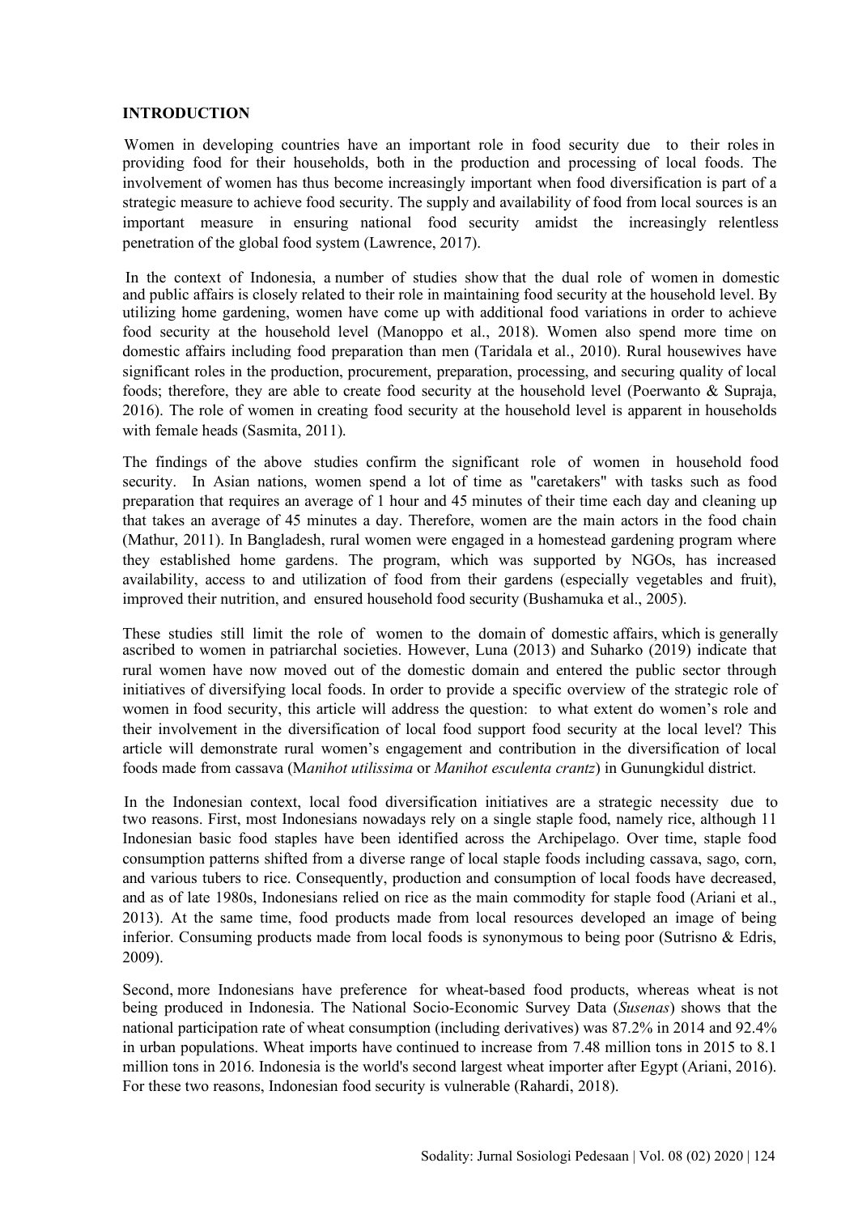## INTRODUCTION

Women in developing countries have an important role in food security due to their roles in providing food for their households, both in the production and processing of local foods. The involvement of women has thus become increasingly important when food diversification is part of a strategic measure to achieve food security. The supply and availability of food from local sources is an important measure in ensuring national food security amidst the increasingly relentless penetration of the global food system (Lawrence, 2017).

In the context of Indonesia, a number of studies show that the dual role of women in domestic and public affairs is closely related to their role in maintaining food security at the household level. By utilizing home gardening, women have come up with additional food variations in order to achieve food security at the household level (Manoppo et al., 2018). Women also spend more time on domestic affairs including food preparation than men (Taridala et al., 2010). Rural housewives have significant roles in the production, procurement, preparation, processing, and securing quality of local foods; therefore, they are able to create food security at the household level (Poerwanto & Supraja, 2016). The role of women in creating food security at the household level is apparent in households with female heads (Sasmita, 2011).

The findings of the above studies confirm the significant role of women in household food security. In Asian nations, women spend a lot of time as "caretakers" with tasks such as food preparation that requires an average of 1 hour and 45 minutes of their time each day and cleaning up that takes an average of 45 minutes a day. Therefore, women are the main actors in the food chain (Mathur, 2011). In Bangladesh, rural women were engaged in a homestead gardening program where they established home gardens. The program, which was supported by NGOs, has increased availability, access to and utilization of food from their gardens (especially vegetables and fruit), improved their nutrition, and ensured household food security (Bushamuka et al., 2005).

These studies still limit the role of women to the domain of domestic affairs, which is generally ascribed to women in patriarchal societies. However, Luna (2013) and Suharko (2019) indicate that rural women have now moved out of the domestic domain and entered the public sector through initiatives of diversifying local foods. In order to provide a specific overview of the strategic role of women in food security, this article will address the question: to what extent do women's role and their involvement in the diversification of local food support food security at the local level? This article will demonstrate rural women's engagement and contribution in the diversification of local foods made from cassava (M*anihot utilissima* or *Manihot esculenta crantz*) in Gunungkidul district.

In the Indonesian context, local food diversification initiatives are a strategic necessity due to two reasons. First, most Indonesians nowadays rely on a single staple food, namely rice, although 11 Indonesian basic food staples have been identified across the Archipelago. Over time, staple food consumption patterns shifted from a diverse range of local staple foods including cassava, sago, corn, and various tubers to rice. Consequently, production and consumption of local foods have decreased, and as of late 1980s, Indonesians relied on rice as the main commodity for staple food (Ariani et al., 2013). At the same time, food products made from local resources developed an image of being inferior. Consuming products made from local foods is synonymous to being poor (Sutrisno & Edris, 2009).

Second, more Indonesians have preference for wheat-based food products, whereas wheat is not being produced in Indonesia. The National Socio-Economic Survey Data (*Susenas*) shows that the national participation rate of wheat consumption (including derivatives) was 87.2% in 2014 and 92.4% in urban populations. Wheat imports have continued to increase from 7.48 million tons in 2015 to 8.1 million tons in 2016. Indonesia is the world's second largest wheat importer after Egypt (Ariani, 2016). For these two reasons, Indonesian food security is vulnerable (Rahardi, 2018).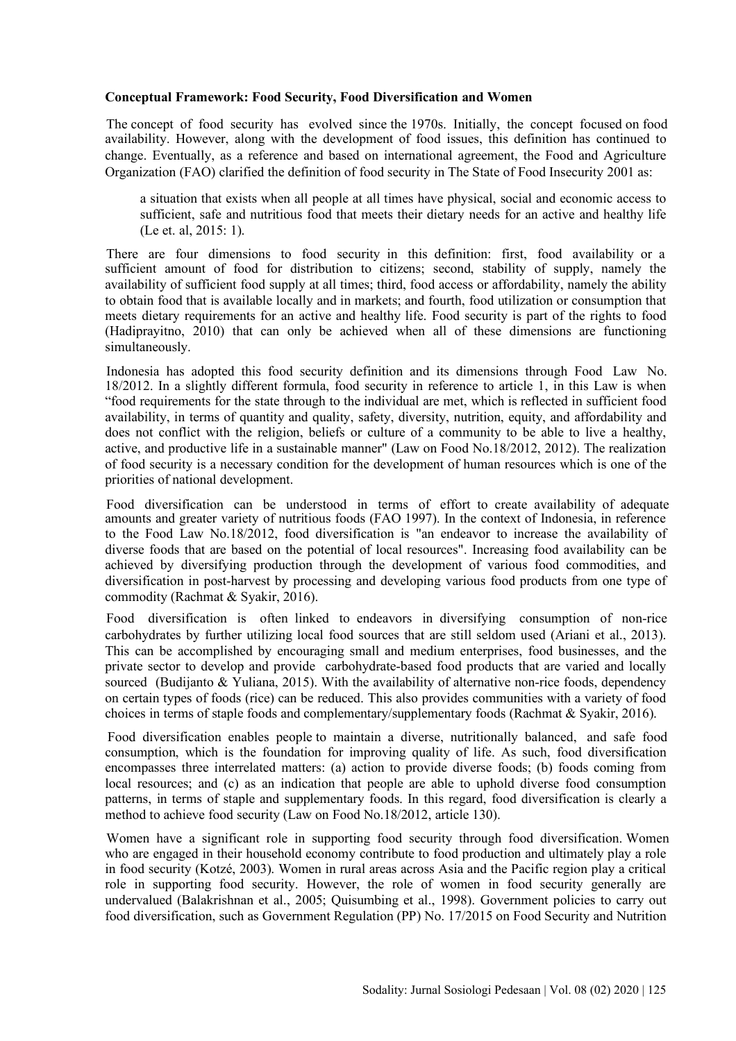**Conceptual Framework: Food Security, Food Diversification and Women**

The concept of food security has evolved since the 1970s. Initially, the concept focused on food availability. However, along with the development of food issues, this definition has continued to change. Eventually, as a reference and based on international agreement, the Food and Agriculture Organization (FAO) clarified the definition of food security in The State of Food Insecurity 2001 as:

> a situation that exists when all people at all times have physical, social and economic access to sufficient, safe and nutritious food that meets their dietary needs for an active and healthy life (Le et. al, 2015: 1).

There are four dimensions to food security in this definition: first, food availability or a sufficient amount of food for distribution to citizens; second, stability of supply, namely the availability of sufficient food supply at all times; third, food access or affordability, namely the ability to obtain food that is available locally and in markets; and fourth, food utilization or consumption that meets dietary requirements for an active and healthy life. Food security is part of the rights to food (Hadiprayitno, 2010) that can only be achieved when all of these dimensions are functioning simultaneously.

Indonesia has adopted this food security definition and its dimensions through Food Law No. 18/2012. In a slightly different formula, food security in reference to article 1, in this Law is when "food requirements for the state through to the individual are met, which is reflected in sufficient food availability, in terms of quantity and quality, safety, diversity, nutrition, equity, and affordability and does not conflict with the religion, beliefs or culture of a community to be able to live a healthy, active, and productive life in a sustainable manner" (Law on Food No.18/2012, 2012). The realization of food security is a necessary condition for the development of human resources which is one of the priorities of national development.

Food diversification can be understood in terms of effort to create availability of adequate amounts and greater variety of nutritious foods (FAO 1997). In the context of Indonesia, in reference to the Food Law No.18/2012, food diversification is "an endeavor to increase the availability of diverse foods that are based on the potential of local resources". Increasing food availability can be achieved by diversifying production through the development of various food commodities, and diversification in post-harvest by processing and developing various food products from one type of commodity (Rachmat & Syakir, 2016).

Food diversification is often linked to endeavors in diversifying consumption of non-rice carbohydrates by further utilizing local food sources that are still seldom used (Ariani et al., 2013). This can be accomplished by encouraging small and medium enterprises, food businesses, and the private sector to develop and provide carbohydrate-based food products that are varied and locally sourced (Budijanto & Yuliana, 2015). With the availability of alternative non-rice foods, dependency on certain types of foods (rice) can be reduced. This also provides communities with a variety of food choices in terms of staple foods and complementary/supplementary foods (Rachmat & Syakir, 2016).

Food diversification enables people to maintain a diverse, nutritionally balanced, and safe food consumption, which is the foundation for improving quality of life. As such, food diversification encompasses three interrelated matters: (a) action to provide diverse foods; (b) foods coming from local resources; and (c) as an indication that people are able to uphold diverse food consumption patterns, in terms of staple and supplementary foods. In this regard, food diversification is clearly a method to achieve food security (Law on Food No.18/2012, article 130).

Women have a significant role in supporting food security through food diversification. Women who are engaged in their household economy contribute to food production and ultimately play a role in food security (Kotzé, 2003). Women in rural areas across Asia and the Pacific region play a critical role in supporting food security. However, the role of women in food security generally are undervalued (Balakrishnan et al., 2005; Quisumbing et al., 1998). Government policies to carry out food diversification, such as Government Regulation (PP) No. 17/2015 on Food Security and Nutrition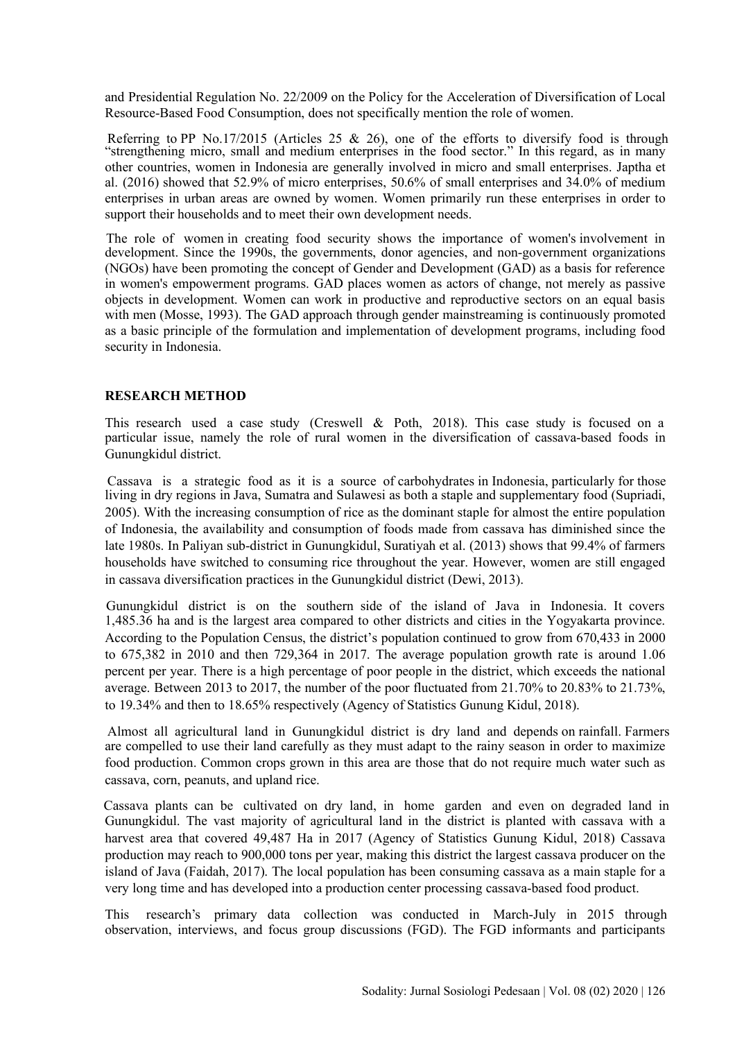and Presidential Regulation No. 22/2009 on the Policy for the Acceleration of Diversification of Local Resource-Based Food Consumption, does not specifically mention the role of women.

Referring to PP No.17/2015 (Articles 25 & 26), one of the efforts to diversify food is through "strengthening micro, small and medium enterprises in the food sector." In this regard, as in many other countries, women in Indonesia are generally involved in micro and small enterprises. Japtha et al. (2016) showed that 52.9% of micro enterprises, 50.6% of small enterprises and 34.0% of medium enterprises in urban areas are owned by women. Women primarily run these enterprises in order to support their households and to meet their own development needs.

The role of women in creating food security shows the importance of women's involvement in development. Since the 1990s, the governments, donor agencies, and non-government organizations (NGOs) have been promoting the concept of Gender and Development (GAD) as a basis for reference in women's empowerment programs. GAD places women as actors of change, not merely as passive objects in development. Women can work in productive and reproductive sectors on an equal basis with men (Mosse, 1993). The GAD approach through gender mainstreaming is continuously promoted as a basic principle of the formulation and implementation of development programs, including food security in Indonesia.

## RESEARCH METHOD

This research used a case study (Creswell & Poth, 2018). This case study is focused on a particular issue, namely the role of rural women in the diversification of cassava-based foods in Gunungkidul district.

Cassava is a strategic food as it is a source of carbohydrates in Indonesia, particularly for those living in dry regions in Java, Sumatra and Sulawesi as both a staple and supplementary food (Supriadi, 2005). With the increasing consumption of rice as the dominant staple for almost the entire population of Indonesia, the availability and consumption of foods made from cassava has diminished since the late 1980s. In Paliyan sub-district in Gunungkidul, Suratiyah et al. (2013) shows that 99.4% of farmers households have switched to consuming rice throughout the year. However, women are still engaged in cassava diversification practices in the Gunungkidul district (Dewi, 2013).

Gunungkidul district is on the southern side of the island of Java in Indonesia. It covers 1,485.36 ha and is the largest area compared to other districts and cities in the Yogyakarta province. According to the Population Census, the district's population continued to grow from 670,433 in 2000 to 675,382 in 2010 and then 729,364 in 2017. The average population growth rate is around 1.06 percent per year. There is a high percentage of poor people in the district, which exceeds the national average. Between 2013 to 2017, the number of the poor fluctuated from 21.70% to 20.83% to 21.73%, to 19.34% and then to 18.65% respectively (Agency of Statistics Gunung Kidul, 2018).

Almost all agricultural land in Gunungkidul district is dry land and depends on rainfall. Farmers are compelled to use their land carefully as they must adapt to the rainy season in order to maximize food production. Common crops grown in this area are those that do not require much water such as cassava, corn, peanuts, and upland rice.

Cassava plants can be cultivated on dry land, in home garden and even on degraded land in Gunungkidul. The vast majority of agricultural land in the district is planted with cassava with a harvest area that covered 49,487 Ha in 2017 (Agency of Statistics Gunung Kidul, 2018) Cassava production may reach to 900,000 tons per year, making this district the largest cassava producer on the island of Java (Faidah, 2017). The local population has been consuming cassava as a main staple for a very long time and has developed into a production center processing cassava-based food product.

This research's primary data collection was conducted in March-July in 2015 through observation, interviews, and focus group discussions (FGD). The FGD informants and participants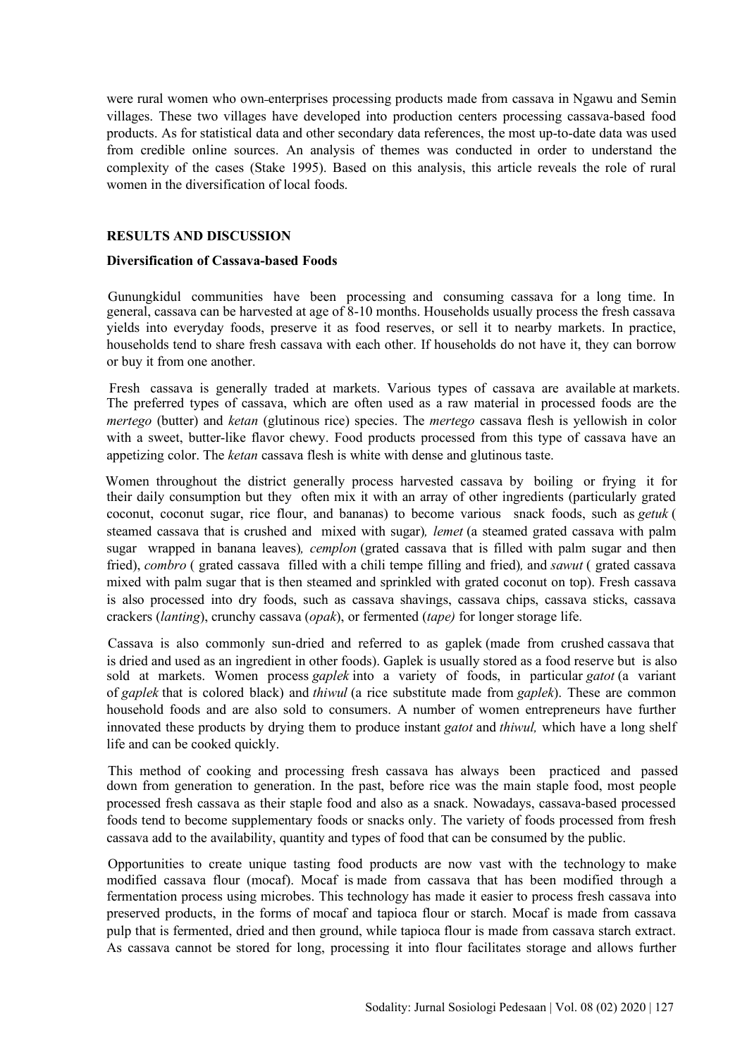were rural women who own enterprises processing products made from cassava in Ngawu and Semin villages. These two villages have developed into production centers processing cassava-based food products. As for statistical data and other secondary data references, the most up-to-date data was used from credible online sources. An analysis of themes was conducted in order to understand the complexity of the cases (Stake 1995). Based on this analysis, this article reveals the role of rural women in the diversification of local foods.

## RESULTS AND DISCUSSION

### Diversification of Cassava-based Foods

Gunungkidul communities have been processing and consuming cassava for a long time. In general, cassava can be harvested at age of 8-10 months. Households usually process the fresh cassava yields into everyday foods, preserve it as food reserves, or sell it to nearby markets. In practice, households tend to share fresh cassava with each other. If households do not have it, they can borrow or buy it from one another.

Fresh cassava is generally traded at markets. Various types of cassava are available at markets. The preferred types of cassava, which are often used as a raw material in processed foods are the *mertego* (butter) and *ketan* (glutinous rice) species. The *mertego* cassava flesh is yellowish in color with a sweet, butter-like flavor chewy. Food products processed from this type of cassava have an appetizing color. The *ketan* cassava flesh is white with dense and glutinous taste.

Women throughout the district generally process harvested cassava by boiling or frying it for their daily consumption but they often mix it with an array of other ingredients (particularly grated coconut, coconut sugar, rice flour, and bananas) to become various snack foods, such as *getuk* ( steamed cassava that is crushed and mixed with sugar), *lemet* (a steamed grated cassava with palm sugar wrapped in banana leaves), *cemplon* (grated cassava that is filled with palm sugar and then fried), *combro* ( grated cassava filled with a chili tempe filling and fried), and *sawut* ( grated cassava mixed with palm sugar that is then steamed and sprinkled with grated coconut on top). Fresh cassava is also processed into dry foods, such as cassava shavings, cassava chips, cassava sticks, cassava crackers (*lanting*), crunchy cassava (*opak*), or fermented (*tape)* for longer storage life.

Cassava is also commonly sun-dried and referred to as gaplek (made from crushed cassava that is dried and used as an ingredient in other foods). Gaplek is usually stored as a food reserve but is also sold at markets. Women process *gaplek* into a variety of foods, in particular *gatot* (a variant of *gaplek* that is colored black) and *thiwul* (a rice substitute made from *gaplek*). These are common household foods and are also sold to consumers. A number of women entrepreneurs have further innovated these products by drying them to produce instant *gatot* and *thiwul,* which have a long shelf life and can be cooked quickly.

This method of cooking and processing fresh cassava has always been practiced and passed down from generation to generation. In the past, before rice was the main staple food, most people processed fresh cassava as their staple food and also as a snack. Nowadays, cassava-based processed foods tend to become supplementary foods or snacks only. The variety of foods processed from fresh cassava add to the availability, quantity and types of food that can be consumed by the public.

Opportunities to create unique tasting food products are now vast with the technology to make modified cassava flour (mocaf). Mocaf is made from cassava that has been modified through a fermentation process using microbes. This technology has made it easier to process fresh cassava into preserved products, in the forms of mocaf and tapioca flour or starch. Mocaf is made from cassava pulp that is fermented, dried and then ground, while tapioca flour is made from cassava starch extract. As cassava cannot be stored for long, processing it into flour facilitates storage and allows further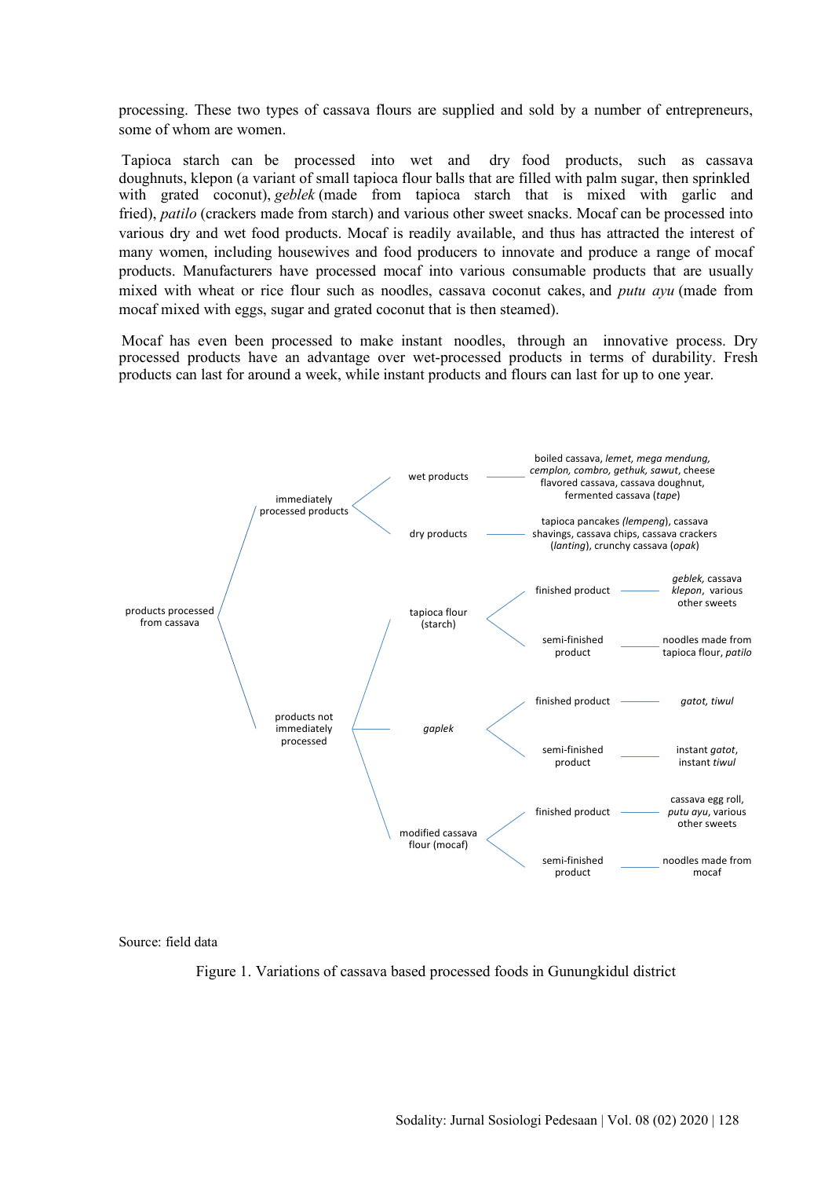processing. These two types of cassava flours are supplied and sold by a number of entrepreneurs, some of whom are women.

Tapioca starch can be processed into wet and dry food products, such as cassava doughnuts, klepon (a variant of small tapioca flour balls that are filled with palm sugar, then sprinkled with grated coconut), *geblek* (made from tapioca starch that is mixed with garlic and fried), *patilo* (crackers made from starch) and various other sweet snacks. Mocaf can be processed into various dry and wet food products. Mocaf is readily available, and thus has attracted the interest of many women, including housewives and food producers to innovate and produce a range of mocaf products. Manufacturers have processed mocaf into various consumable products that are usually mixed with wheat or rice flour such as noodles, cassava coconut cakes, and *putu ayu* (made from mocaf mixed with eggs, sugar and grated coconut that is then steamed).

Mocaf has even been processed to make instant noodles, through an innovative process. Dry processed products have an advantage over wet-processed products in terms of durability. Fresh products can last for around a week, while instant products and flours can last for up to one year.

- products processed from cassava
  - immediately processed products
    - wet products — boiled cassava, *lemet, mega mendung, cemplon, combro, gethuk, sawut*, cheese flavored cassava, cassava doughnut, fermented cassava (*tape*)
    - dry products — tapioca pancakes *(lempeng)*, cassava shavings, cassava chips, cassava crackers (*lanting*), crunchy cassava (*opak*)
  - products not immediately processed
    - tapioca flour (starch)
      - finished product — *geblek,* cassava *klepon*, various other sweets
      - semi-finished product — noodles made from tapioca flour, *patilo*
    - *gaplek*
      - finished product — *gatot, tiwul*
      - semi-finished product — instant *gatot*, instant *tiwul*
    - modified cassava flour (mocaf)
      - finished product — cassava egg roll, *putu ayu*, various other sweets
      - semi-finished product — noodles made from mocaf

Source: field data

Figure 1. Variations of cassava based processed foods in Gunungkidul district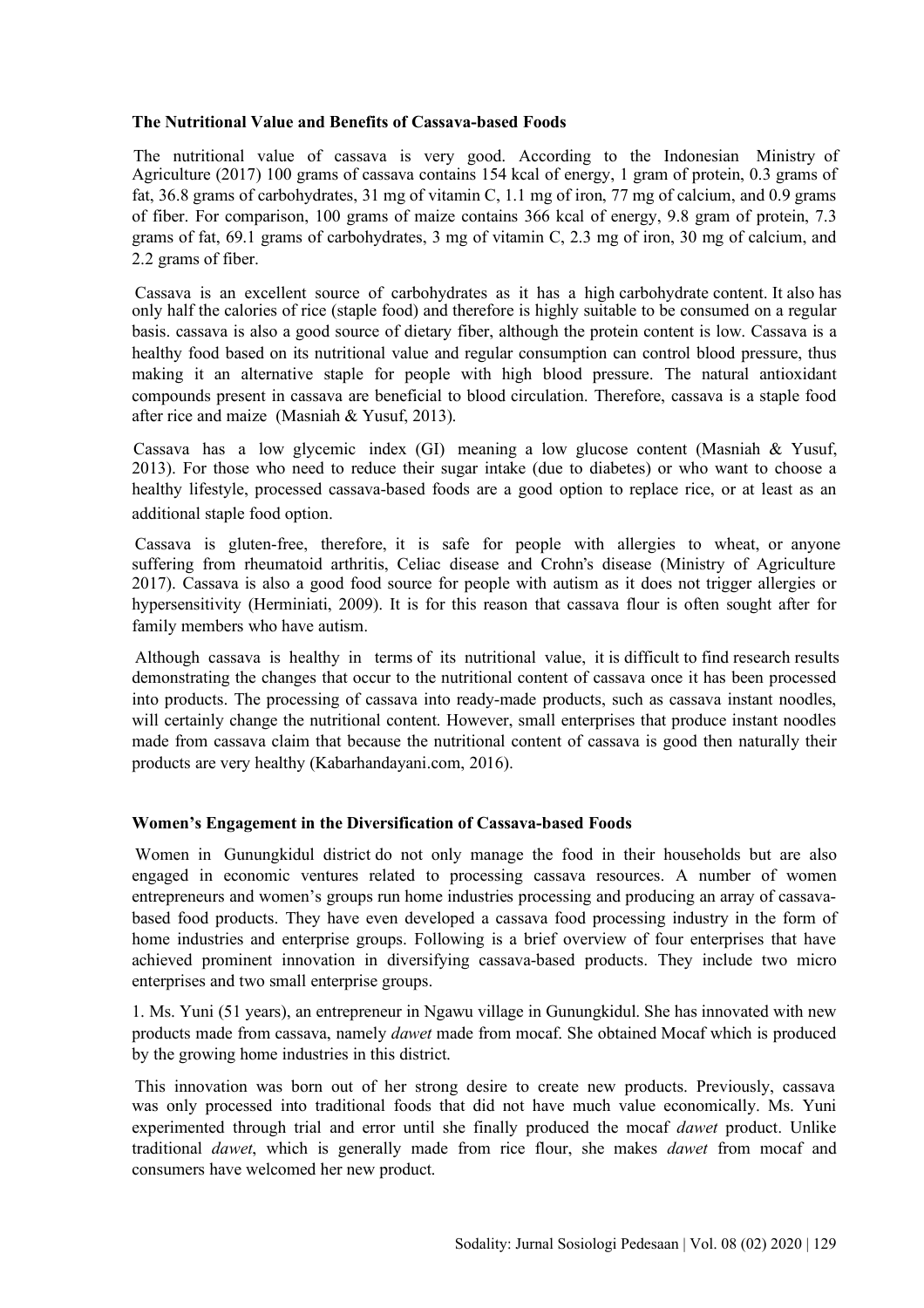**The Nutritional Value and Benefits of Cassava-based Foods**

The nutritional value of cassava is very good. According to the Indonesian Ministry of Agriculture (2017) 100 grams of cassava contains 154 kcal of energy, 1 gram of protein, 0.3 grams of fat, 36.8 grams of carbohydrates, 31 mg of vitamin C, 1.1 mg of iron, 77 mg of calcium, and 0.9 grams of fiber. For comparison, 100 grams of maize contains 366 kcal of energy, 9.8 gram of protein, 7.3 grams of fat, 69.1 grams of carbohydrates, 3 mg of vitamin C, 2.3 mg of iron, 30 mg of calcium, and 2.2 grams of fiber.

Cassava is an excellent source of carbohydrates as it has a high carbohydrate content. It also has only half the calories of rice (staple food) and therefore is highly suitable to be consumed on a regular basis. cassava is also a good source of dietary fiber, although the protein content is low. Cassava is a healthy food based on its nutritional value and regular consumption can control blood pressure, thus making it an alternative staple for people with high blood pressure. The natural antioxidant compounds present in cassava are beneficial to blood circulation. Therefore, cassava is a staple food after rice and maize (Masniah & Yusuf, 2013).

Cassava has a low glycemic index (GI) meaning a low glucose content (Masniah & Yusuf, 2013). For those who need to reduce their sugar intake (due to diabetes) or who want to choose a healthy lifestyle, processed cassava-based foods are a good option to replace rice, or at least as an additional staple food option.

Cassava is gluten-free, therefore, it is safe for people with allergies to wheat, or anyone suffering from rheumatoid arthritis, Celiac disease and Crohn's disease (Ministry of Agriculture 2017). Cassava is also a good food source for people with autism as it does not trigger allergies or hypersensitivity (Herminiati, 2009). It is for this reason that cassava flour is often sought after for family members who have autism.

Although cassava is healthy in terms of its nutritional value, it is difficult to find research results demonstrating the changes that occur to the nutritional content of cassava once it has been processed into products. The processing of cassava into ready-made products, such as cassava instant noodles, will certainly change the nutritional content. However, small enterprises that produce instant noodles made from cassava claim that because the nutritional content of cassava is good then naturally their products are very healthy (Kabarhandayani.com, 2016).

**Women's Engagement in the Diversification of Cassava-based Foods**

Women in Gunungkidul district do not only manage the food in their households but are also engaged in economic ventures related to processing cassava resources. A number of women entrepreneurs and women's groups run home industries processing and producing an array of cassava-based food products. They have even developed a cassava food processing industry in the form of home industries and enterprise groups. Following is a brief overview of four enterprises that have achieved prominent innovation in diversifying cassava-based products. They include two micro enterprises and two small enterprise groups.

1. Ms. Yuni (51 years), an entrepreneur in Ngawu village in Gunungkidul. She has innovated with new products made from cassava, namely *dawet* made from mocaf. She obtained Mocaf which is produced by the growing home industries in this district.

This innovation was born out of her strong desire to create new products. Previously, cassava was only processed into traditional foods that did not have much value economically. Ms. Yuni experimented through trial and error until she finally produced the mocaf *dawet* product. Unlike traditional *dawet*, which is generally made from rice flour, she makes *dawet* from mocaf and consumers have welcomed her new product.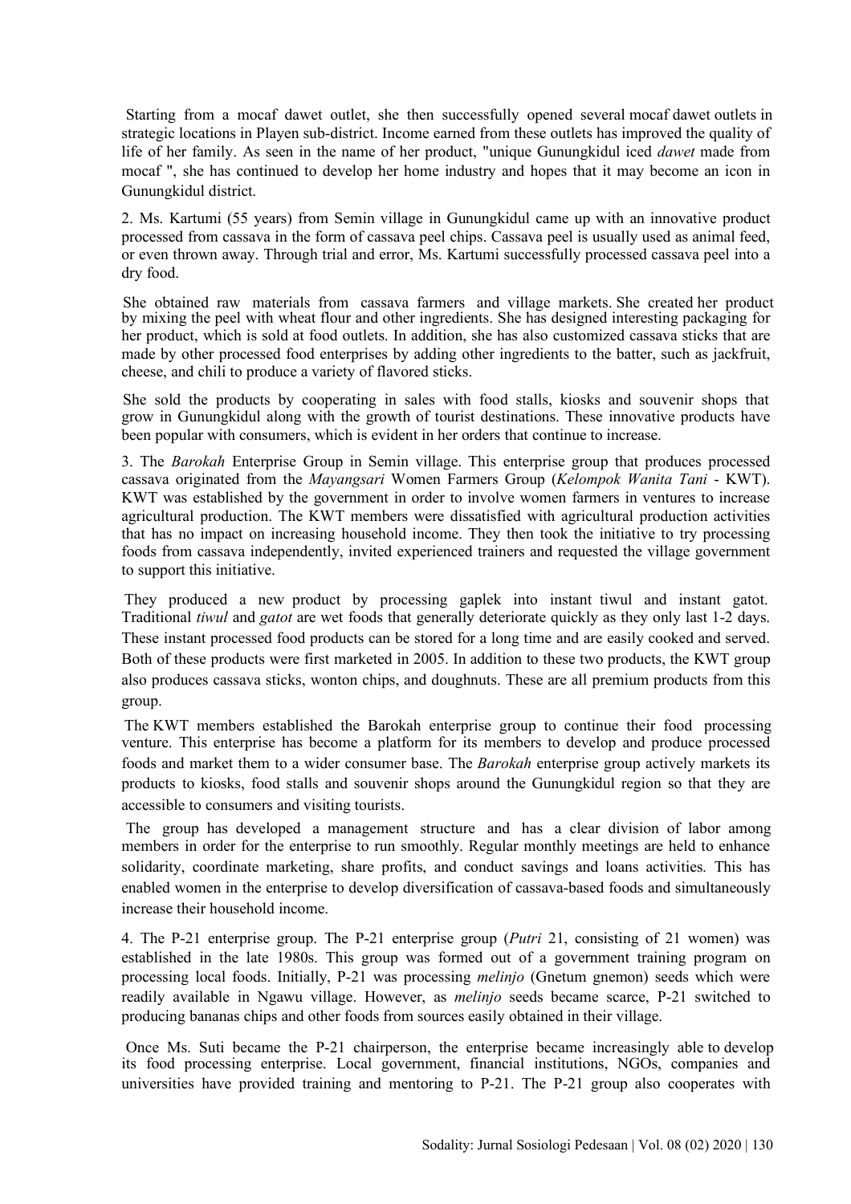Starting from a mocaf dawet outlet, she then successfully opened several mocaf dawet outlets in strategic locations in Playen sub-district. Income earned from these outlets has improved the quality of life of her family. As seen in the name of her product, "unique Gunungkidul iced *dawet* made from mocaf ", she has continued to develop her home industry and hopes that it may become an icon in Gunungkidul district.

2. Ms. Kartumi (55 years) from Semin village in Gunungkidul came up with an innovative product processed from cassava in the form of cassava peel chips. Cassava peel is usually used as animal feed, or even thrown away. Through trial and error, Ms. Kartumi successfully processed cassava peel into a dry food.

She obtained raw materials from cassava farmers and village markets. She created her product by mixing the peel with wheat flour and other ingredients. She has designed interesting packaging for her product, which is sold at food outlets. In addition, she has also customized cassava sticks that are made by other processed food enterprises by adding other ingredients to the batter, such as jackfruit, cheese, and chili to produce a variety of flavored sticks.

She sold the products by cooperating in sales with food stalls, kiosks and souvenir shops that grow in Gunungkidul along with the growth of tourist destinations. These innovative products have been popular with consumers, which is evident in her orders that continue to increase.

3. The *Barokah* Enterprise Group in Semin village. This enterprise group that produces processed cassava originated from the *Mayangsari* Women Farmers Group (*Kelompok Wanita Tani* - KWT). KWT was established by the government in order to involve women farmers in ventures to increase agricultural production. The KWT members were dissatisfied with agricultural production activities that has no impact on increasing household income. They then took the initiative to try processing foods from cassava independently, invited experienced trainers and requested the village government to support this initiative.

They produced a new product by processing gaplek into instant tiwul and instant gatot. Traditional *tiwul* and *gatot* are wet foods that generally deteriorate quickly as they only last 1-2 days. These instant processed food products can be stored for a long time and are easily cooked and served. Both of these products were first marketed in 2005. In addition to these two products, the KWT group also produces cassava sticks, wonton chips, and doughnuts. These are all premium products from this group.

The KWT members established the Barokah enterprise group to continue their food processing venture. This enterprise has become a platform for its members to develop and produce processed foods and market them to a wider consumer base. The *Barokah* enterprise group actively markets its products to kiosks, food stalls and souvenir shops around the Gunungkidul region so that they are accessible to consumers and visiting tourists.

The group has developed a management structure and has a clear division of labor among members in order for the enterprise to run smoothly. Regular monthly meetings are held to enhance solidarity, coordinate marketing, share profits, and conduct savings and loans activities. This has enabled women in the enterprise to develop diversification of cassava-based foods and simultaneously increase their household income.

4. The P-21 enterprise group. The P-21 enterprise group (*Putri* 21, consisting of 21 women) was established in the late 1980s. This group was formed out of a government training program on processing local foods. Initially, P-21 was processing *melinjo* (Gnetum gnemon) seeds which were readily available in Ngawu village. However, as *melinjo* seeds became scarce, P-21 switched to producing bananas chips and other foods from sources easily obtained in their village.

Once Ms. Suti became the P-21 chairperson, the enterprise became increasingly able to develop its food processing enterprise. Local government, financial institutions, NGOs, companies and universities have provided training and mentoring to P-21. The P-21 group also cooperates with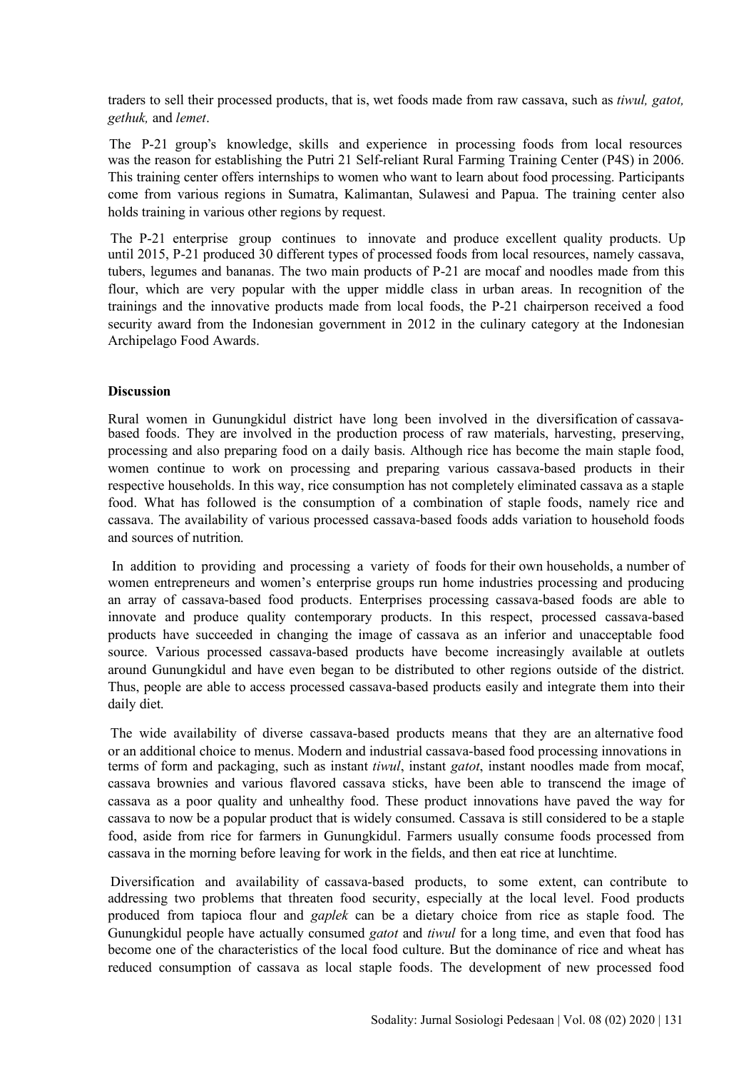traders to sell their processed products, that is, wet foods made from raw cassava, such as *tiwul, gatot, gethuk,* and *lemet*.

The P-21 group's knowledge, skills and experience in processing foods from local resources was the reason for establishing the Putri 21 Self-reliant Rural Farming Training Center (P4S) in 2006. This training center offers internships to women who want to learn about food processing. Participants come from various regions in Sumatra, Kalimantan, Sulawesi and Papua. The training center also holds training in various other regions by request.

The P-21 enterprise group continues to innovate and produce excellent quality products. Up until 2015, P-21 produced 30 different types of processed foods from local resources, namely cassava, tubers, legumes and bananas. The two main products of P-21 are mocaf and noodles made from this flour, which are very popular with the upper middle class in urban areas. In recognition of the trainings and the innovative products made from local foods, the P-21 chairperson received a food security award from the Indonesian government in 2012 in the culinary category at the Indonesian Archipelago Food Awards.

**Discussion**

Rural women in Gunungkidul district have long been involved in the diversification of cassava-based foods. They are involved in the production process of raw materials, harvesting, preserving, processing and also preparing food on a daily basis. Although rice has become the main staple food, women continue to work on processing and preparing various cassava-based products in their respective households. In this way, rice consumption has not completely eliminated cassava as a staple food. What has followed is the consumption of a combination of staple foods, namely rice and cassava. The availability of various processed cassava-based foods adds variation to household foods and sources of nutrition.

In addition to providing and processing a variety of foods for their own households, a number of women entrepreneurs and women's enterprise groups run home industries processing and producing an array of cassava-based food products. Enterprises processing cassava-based foods are able to innovate and produce quality contemporary products. In this respect, processed cassava-based products have succeeded in changing the image of cassava as an inferior and unacceptable food source. Various processed cassava-based products have become increasingly available at outlets around Gunungkidul and have even began to be distributed to other regions outside of the district. Thus, people are able to access processed cassava-based products easily and integrate them into their daily diet.

The wide availability of diverse cassava-based products means that they are an alternative food or an additional choice to menus. Modern and industrial cassava-based food processing innovations in terms of form and packaging, such as instant *tiwul*, instant *gatot*, instant noodles made from mocaf, cassava brownies and various flavored cassava sticks, have been able to transcend the image of cassava as a poor quality and unhealthy food. These product innovations have paved the way for cassava to now be a popular product that is widely consumed. Cassava is still considered to be a staple food, aside from rice for farmers in Gunungkidul. Farmers usually consume foods processed from cassava in the morning before leaving for work in the fields, and then eat rice at lunchtime.

Diversification and availability of cassava-based products, to some extent, can contribute to addressing two problems that threaten food security, especially at the local level. Food products produced from tapioca flour and *gaplek* can be a dietary choice from rice as staple food. The Gunungkidul people have actually consumed *gatot* and *tiwul* for a long time, and even that food has become one of the characteristics of the local food culture. But the dominance of rice and wheat has reduced consumption of cassava as local staple foods. The development of new processed food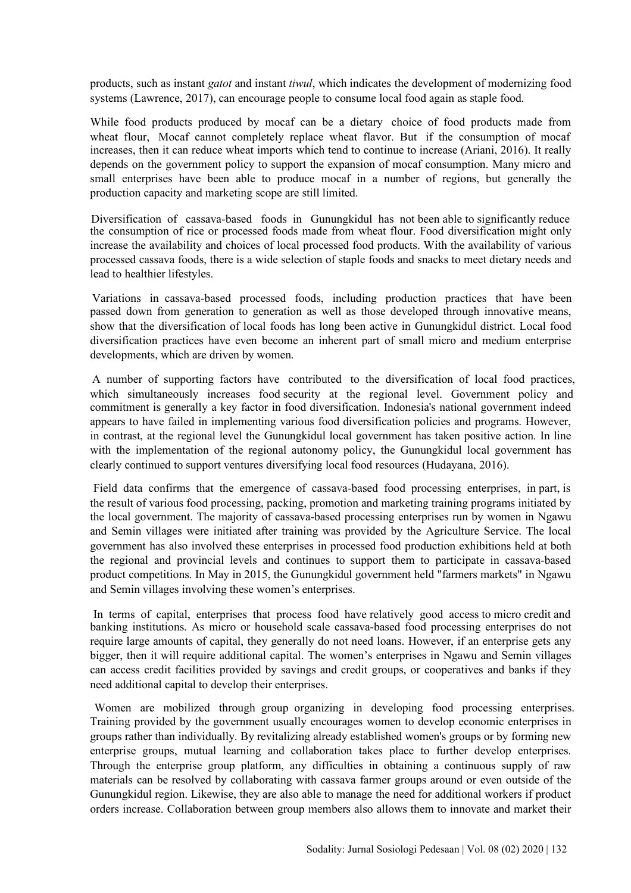products, such as instant *gatot* and instant *tiwul*, which indicates the development of modernizing food systems (Lawrence, 2017), can encourage people to consume local food again as staple food.

While food products produced by mocaf can be a dietary choice of food products made from wheat flour, Mocaf cannot completely replace wheat flavor. But if the consumption of mocaf increases, then it can reduce wheat imports which tend to continue to increase (Ariani, 2016). It really depends on the government policy to support the expansion of mocaf consumption. Many micro and small enterprises have been able to produce mocaf in a number of regions, but generally the production capacity and marketing scope are still limited.

Diversification of cassava-based foods in Gunungkidul has not been able to significantly reduce the consumption of rice or processed foods made from wheat flour. Food diversification might only increase the availability and choices of local processed food products. With the availability of various processed cassava foods, there is a wide selection of staple foods and snacks to meet dietary needs and lead to healthier lifestyles.

Variations in cassava-based processed foods, including production practices that have been passed down from generation to generation as well as those developed through innovative means, show that the diversification of local foods has long been active in Gunungkidul district. Local food diversification practices have even become an inherent part of small micro and medium enterprise developments, which are driven by women.

A number of supporting factors have contributed to the diversification of local food practices, which simultaneously increases food security at the regional level. Government policy and commitment is generally a key factor in food diversification. Indonesia's national government indeed appears to have failed in implementing various food diversification policies and programs. However, in contrast, at the regional level the Gunungkidul local government has taken positive action. In line with the implementation of the regional autonomy policy, the Gunungkidul local government has clearly continued to support ventures diversifying local food resources (Hudayana, 2016).

Field data confirms that the emergence of cassava-based food processing enterprises, in part, is the result of various food processing, packing, promotion and marketing training programs initiated by the local government. The majority of cassava-based processing enterprises run by women in Ngawu and Semin villages were initiated after training was provided by the Agriculture Service. The local government has also involved these enterprises in processed food production exhibitions held at both the regional and provincial levels and continues to support them to participate in cassava-based product competitions. In May in 2015, the Gunungkidul government held "farmers markets" in Ngawu and Semin villages involving these women's enterprises.

In terms of capital, enterprises that process food have relatively good access to micro credit and banking institutions. As micro or household scale cassava-based food processing enterprises do not require large amounts of capital, they generally do not need loans. However, if an enterprise gets any bigger, then it will require additional capital. The women's enterprises in Ngawu and Semin villages can access credit facilities provided by savings and credit groups, or cooperatives and banks if they need additional capital to develop their enterprises.

Women are mobilized through group organizing in developing food processing enterprises. Training provided by the government usually encourages women to develop economic enterprises in groups rather than individually. By revitalizing already established women's groups or by forming new enterprise groups, mutual learning and collaboration takes place to further develop enterprises. Through the enterprise group platform, any difficulties in obtaining a continuous supply of raw materials can be resolved by collaborating with cassava farmer groups around or even outside of the Gunungkidul region. Likewise, they are also able to manage the need for additional workers if product orders increase. Collaboration between group members also allows them to innovate and market their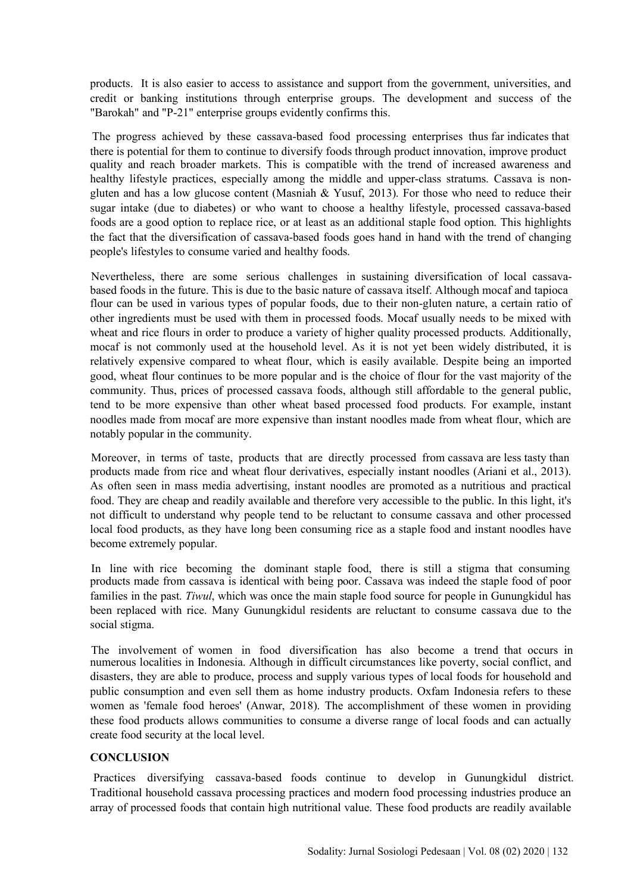products. It is also easier to access to assistance and support from the government, universities, and credit or banking institutions through enterprise groups. The development and success of the "Barokah" and "P-21" enterprise groups evidently confirms this.

The progress achieved by these cassava-based food processing enterprises thus far indicates that there is potential for them to continue to diversify foods through product innovation, improve product quality and reach broader markets. This is compatible with the trend of increased awareness and healthy lifestyle practices, especially among the middle and upper-class stratums. Cassava is non-gluten and has a low glucose content (Masniah & Yusuf, 2013). For those who need to reduce their sugar intake (due to diabetes) or who want to choose a healthy lifestyle, processed cassava-based foods are a good option to replace rice, or at least as an additional staple food option. This highlights the fact that the diversification of cassava-based foods goes hand in hand with the trend of changing people's lifestyles to consume varied and healthy foods.

Nevertheless, there are some serious challenges in sustaining diversification of local cassava-based foods in the future. This is due to the basic nature of cassava itself. Although mocaf and tapioca flour can be used in various types of popular foods, due to their non-gluten nature, a certain ratio of other ingredients must be used with them in processed foods. Mocaf usually needs to be mixed with wheat and rice flours in order to produce a variety of higher quality processed products. Additionally, mocaf is not commonly used at the household level. As it is not yet been widely distributed, it is relatively expensive compared to wheat flour, which is easily available. Despite being an imported good, wheat flour continues to be more popular and is the choice of flour for the vast majority of the community. Thus, prices of processed cassava foods, although still affordable to the general public, tend to be more expensive than other wheat based processed food products. For example, instant noodles made from mocaf are more expensive than instant noodles made from wheat flour, which are notably popular in the community.

Moreover, in terms of taste, products that are directly processed from cassava are less tasty than products made from rice and wheat flour derivatives, especially instant noodles (Ariani et al., 2013). As often seen in mass media advertising, instant noodles are promoted as a nutritious and practical food. They are cheap and readily available and therefore very accessible to the public. In this light, it's not difficult to understand why people tend to be reluctant to consume cassava and other processed local food products, as they have long been consuming rice as a staple food and instant noodles have become extremely popular.

In line with rice becoming the dominant staple food, there is still a stigma that consuming products made from cassava is identical with being poor. Cassava was indeed the staple food of poor families in the past. *Tiwul*, which was once the main staple food source for people in Gunungkidul has been replaced with rice. Many Gunungkidul residents are reluctant to consume cassava due to the social stigma.

The involvement of women in food diversification has also become a trend that occurs in numerous localities in Indonesia. Although in difficult circumstances like poverty, social conflict, and disasters, they are able to produce, process and supply various types of local foods for household and public consumption and even sell them as home industry products. Oxfam Indonesia refers to these women as 'female food heroes' (Anwar, 2018). The accomplishment of these women in providing these food products allows communities to consume a diverse range of local foods and can actually create food security at the local level.

## CONCLUSION

Practices diversifying cassava-based foods continue to develop in Gunungkidul district. Traditional household cassava processing practices and modern food processing industries produce an array of processed foods that contain high nutritional value. These food products are readily available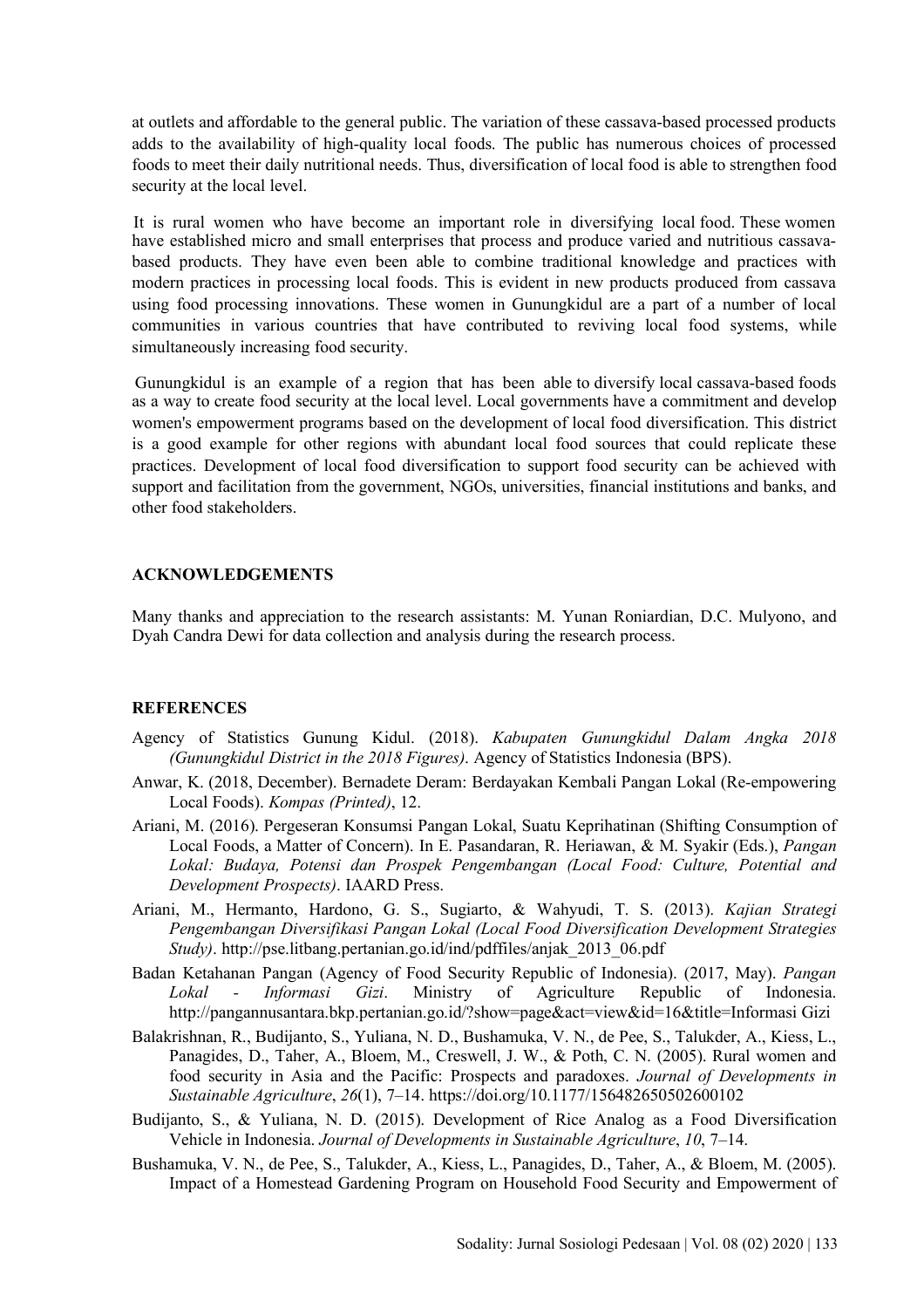at outlets and affordable to the general public. The variation of these cassava-based processed products adds to the availability of high-quality local foods. The public has numerous choices of processed foods to meet their daily nutritional needs. Thus, diversification of local food is able to strengthen food security at the local level.

It is rural women who have become an important role in diversifying local food. These women have established micro and small enterprises that process and produce varied and nutritious cassava-based products. They have even been able to combine traditional knowledge and practices with modern practices in processing local foods. This is evident in new products produced from cassava using food processing innovations. These women in Gunungkidul are a part of a number of local communities in various countries that have contributed to reviving local food systems, while simultaneously increasing food security.

Gunungkidul is an example of a region that has been able to diversify local cassava-based foods as a way to create food security at the local level. Local governments have a commitment and develop women's empowerment programs based on the development of local food diversification. This district is a good example for other regions with abundant local food sources that could replicate these practices. Development of local food diversification to support food security can be achieved with support and facilitation from the government, NGOs, universities, financial institutions and banks, and other food stakeholders.

## ACKNOWLEDGEMENTS

Many thanks and appreciation to the research assistants: M. Yunan Roniardian, D.C. Mulyono, and Dyah Candra Dewi for data collection and analysis during the research process.

## REFERENCES

Agency of Statistics Gunung Kidul. (2018). *Kabupaten Gunungkidul Dalam Angka 2018 (Gunungkidul District in the 2018 Figures)*. Agency of Statistics Indonesia (BPS).

Anwar, K. (2018, December). Bernadete Deram: Berdayakan Kembali Pangan Lokal (Re-empowering Local Foods). *Kompas (Printed)*, 12.

Ariani, M. (2016). Pergeseran Konsumsi Pangan Lokal, Suatu Keprihatinan (Shifting Consumption of Local Foods, a Matter of Concern). In E. Pasandaran, R. Heriawan, & M. Syakir (Eds.), *Pangan Lokal: Budaya, Potensi dan Prospek Pengembangan (Local Food: Culture, Potential and Development Prospects)*. IAARD Press.

Ariani, M., Hermanto, Hardono, G. S., Sugiarto, & Wahyudi, T. S. (2013). *Kajian Strategi Pengembangan Diversifikasi Pangan Lokal (Local Food Diversification Development Strategies Study)*. http://pse.litbang.pertanian.go.id/ind/pdffiles/anjak_2013_06.pdf

Badan Ketahanan Pangan (Agency of Food Security Republic of Indonesia). (2017, May). *Pangan Lokal - Informasi Gizi*. Ministry of Agriculture Republic of Indonesia. http://pangannusantara.bkp.pertanian.go.id/?show=page&act=view&id=16&title=Informasi Gizi

Balakrishnan, R., Budijanto, S., Yuliana, N. D., Bushamuka, V. N., de Pee, S., Talukder, A., Kiess, L., Panagides, D., Taher, A., Bloem, M., Creswell, J. W., & Poth, C. N. (2005). Rural women and food security in Asia and the Pacific: Prospects and paradoxes. *Journal of Developments in Sustainable Agriculture*, *26*(1), 7–14. https://doi.org/10.1177/156482650502600102

Budijanto, S., & Yuliana, N. D. (2015). Development of Rice Analog as a Food Diversification Vehicle in Indonesia. *Journal of Developments in Sustainable Agriculture*, *10*, 7–14.

Bushamuka, V. N., de Pee, S., Talukder, A., Kiess, L., Panagides, D., Taher, A., & Bloem, M. (2005). Impact of a Homestead Gardening Program on Household Food Security and Empowerment of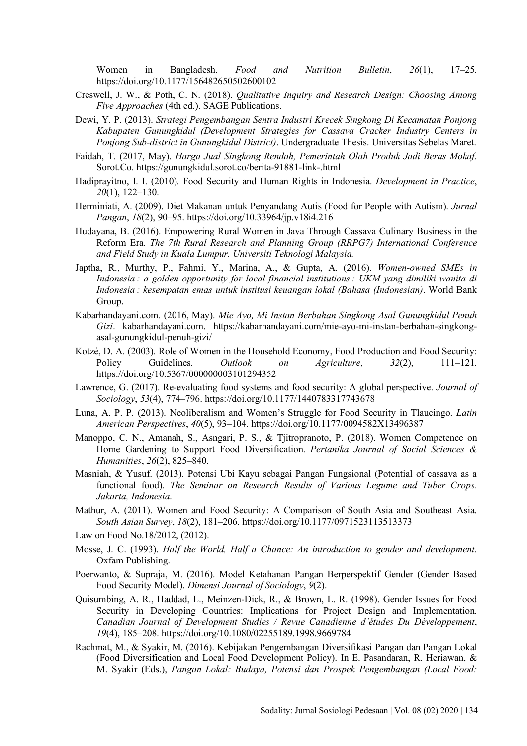Women in Bangladesh. *Food and Nutrition Bulletin*, *26*(1), 17–25. https://doi.org/10.1177/156482650502600102

Creswell, J. W., & Poth, C. N. (2018). *Qualitative Inquiry and Research Design: Choosing Among Five Approaches* (4th ed.). SAGE Publications.

Dewi, Y. P. (2013). *Strategi Pengembangan Sentra Industri Krecek Singkong Di Kecamatan Ponjong Kabupaten Gunungkidul (Development Strategies for Cassava Cracker Industry Centers in Ponjong Sub-district in Gunungkidul District)*. Undergraduate Thesis. Universitas Sebelas Maret.

Faidah, T. (2017, May). *Harga Jual Singkong Rendah, Pemerintah Olah Produk Jadi Beras Mokaf*. Sorot.Co. https://gunungkidul.sorot.co/berita-91881-link-.html

Hadiprayitno, I. I. (2010). Food Security and Human Rights in Indonesia. *Development in Practice*, *20*(1), 122–130.

Herminiati, A. (2009). Diet Makanan untuk Penyandang Autis (Food for People with Autism). *Jurnal Pangan*, *18*(2), 90–95. https://doi.org/10.33964/jp.v18i4.216

Hudayana, B. (2016). Empowering Rural Women in Java Through Cassava Culinary Business in the Reform Era. *The 7th Rural Research and Planning Group (RRPG7) International Conference and Field Study in Kuala Lumpur. Universiti Teknologi Malaysia.*

Japtha, R., Murthy, P., Fahmi, Y., Marina, A., & Gupta, A. (2016). *Women-owned SMEs in Indonesia : a golden opportunity for local financial institutions : UKM yang dimiliki wanita di Indonesia : kesempatan emas untuk institusi keuangan lokal (Bahasa (Indonesian)*. World Bank Group.

Kabarhandayani.com. (2016, May). *Mie Ayo, Mi Instan Berbahan Singkong Asal Gunungkidul Penuh Gizi*. kabarhandayani.com. https://kabarhandayani.com/mie-ayo-mi-instan-berbahan-singkong-asal-gunungkidul-penuh-gizi/

Kotzé, D. A. (2003). Role of Women in the Household Economy, Food Production and Food Security: Policy Guidelines. *Outlook on Agriculture*, *32*(2), 111–121. https://doi.org/10.5367/000000003101294352

Lawrence, G. (2017). Re-evaluating food systems and food security: A global perspective. *Journal of Sociology*, *53*(4), 774–796. https://doi.org/10.1177/1440783317743678

Luna, A. P. P. (2013). Neoliberalism and Women's Struggle for Food Security in Tlaucingo. *Latin American Perspectives*, *40*(5), 93–104. https://doi.org/10.1177/0094582X13496387

Manoppo, C. N., Amanah, S., Asngari, P. S., & Tjitropranoto, P. (2018). Women Competence on Home Gardening to Support Food Diversification. *Pertanika Journal of Social Sciences & Humanities*, *26*(2), 825–840.

Masniah, & Yusuf. (2013). Potensi Ubi Kayu sebagai Pangan Fungsional (Potential of cassava as a functional food). *The Seminar on Research Results of Various Legume and Tuber Crops. Jakarta, Indonesia*.

Mathur, A. (2011). Women and Food Security: A Comparison of South Asia and Southeast Asia. *South Asian Survey*, *18*(2), 181–206. https://doi.org/10.1177/0971523113513373

Law on Food No.18/2012, (2012).

Mosse, J. C. (1993). *Half the World, Half a Chance: An introduction to gender and development*. Oxfam Publishing.

Poerwanto, & Supraja, M. (2016). Model Ketahanan Pangan Berperspektif Gender (Gender Based Food Security Model). *Dimensi Journal of Sociology*, *9*(2).

Quisumbing, A. R., Haddad, L., Meinzen-Dick, R., & Brown, L. R. (1998). Gender Issues for Food Security in Developing Countries: Implications for Project Design and Implementation. *Canadian Journal of Development Studies / Revue Canadienne d'études Du Développement*, *19*(4), 185–208. https://doi.org/10.1080/02255189.1998.9669784

Rachmat, M., & Syakir, M. (2016). Kebijakan Pengembangan Diversifikasi Pangan dan Pangan Lokal (Food Diversification and Local Food Development Policy). In E. Pasandaran, R. Heriawan, & M. Syakir (Eds.), *Pangan Lokal: Budaya, Potensi dan Prospek Pengembangan (Local Food:*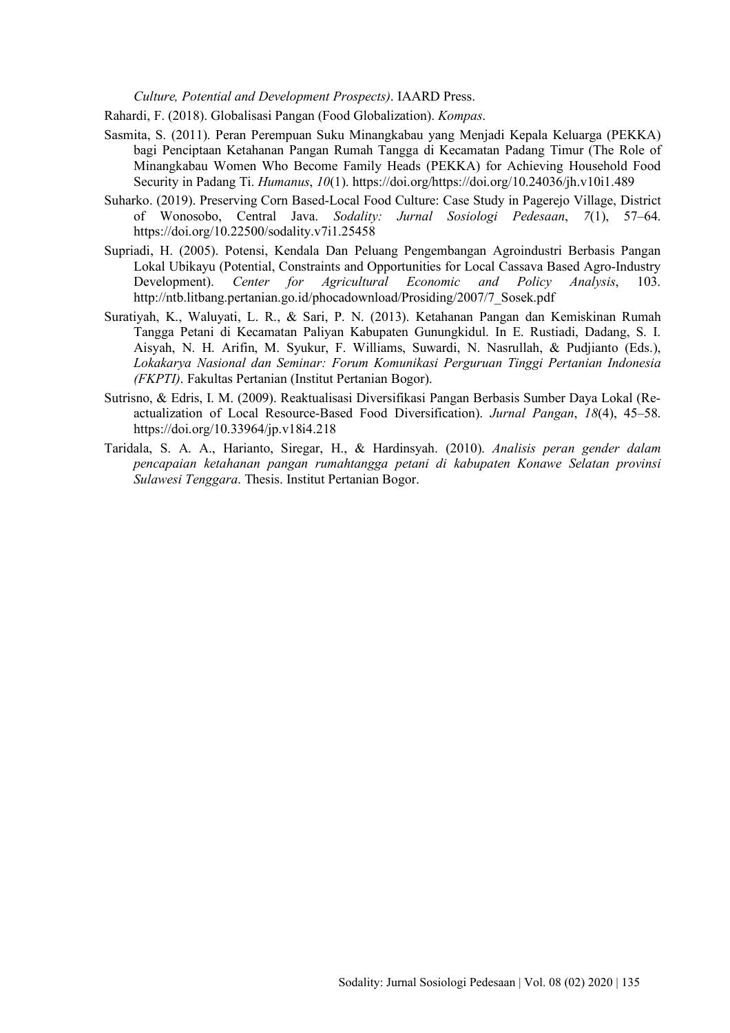*Culture, Potential and Development Prospects)*. IAARD Press.

Rahardi, F. (2018). Globalisasi Pangan (Food Globalization). *Kompas*.

Sasmita, S. (2011). Peran Perempuan Suku Minangkabau yang Menjadi Kepala Keluarga (PEKKA) bagi Penciptaan Ketahanan Pangan Rumah Tangga di Kecamatan Padang Timur (The Role of Minangkabau Women Who Become Family Heads (PEKKA) for Achieving Household Food Security in Padang Ti. *Humanus*, *10*(1). https://doi.org/https://doi.org/10.24036/jh.v10i1.489

Suharko. (2019). Preserving Corn Based-Local Food Culture: Case Study in Pagerejo Village, District of Wonosobo, Central Java. *Sodality: Jurnal Sosiologi Pedesaan*, *7*(1), 57–64. https://doi.org/10.22500/sodality.v7i1.25458

Supriadi, H. (2005). Potensi, Kendala Dan Peluang Pengembangan Agroindustri Berbasis Pangan Lokal Ubikayu (Potential, Constraints and Opportunities for Local Cassava Based Agro-Industry Development). *Center for Agricultural Economic and Policy Analysis*, 103. http://ntb.litbang.pertanian.go.id/phocadownload/Prosiding/2007/7_Sosek.pdf

Suratiyah, K., Waluyati, L. R., & Sari, P. N. (2013). Ketahanan Pangan dan Kemiskinan Rumah Tangga Petani di Kecamatan Paliyan Kabupaten Gunungkidul. In E. Rustiadi, Dadang, S. I. Aisyah, N. H. Arifin, M. Syukur, F. Williams, Suwardi, N. Nasrullah, & Pudjianto (Eds.), *Lokakarya Nasional dan Seminar: Forum Komunikasi Perguruan Tinggi Pertanian Indonesia (FKPTI)*. Fakultas Pertanian (Institut Pertanian Bogor).

Sutrisno, & Edris, I. M. (2009). Reaktualisasi Diversifikasi Pangan Berbasis Sumber Daya Lokal (Re-actualization of Local Resource-Based Food Diversification). *Jurnal Pangan*, *18*(4), 45–58. https://doi.org/10.33964/jp.v18i4.218

Taridala, S. A. A., Harianto, Siregar, H., & Hardinsyah. (2010). *Analisis peran gender dalam pencapaian ketahanan pangan rumahtangga petani di kabupaten Konawe Selatan provinsi Sulawesi Tenggara*. Thesis. Institut Pertanian Bogor.